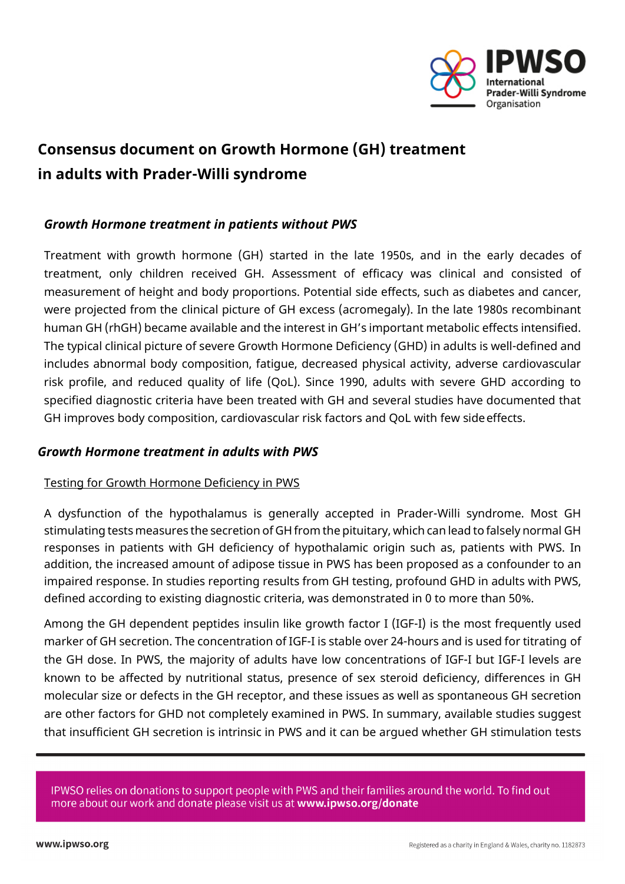# Consensus document on Growth Hormone (GH) treatment in adults with Prader-Willi syndrome

### *Growth Hormone treatment in patients without PWS*

Treatment with growth hormone (GH) started in the late 1950s, and in the early decades of treatment, only children received GH. Assessment of efficacy was clinical and consisted of measurement of height and body proportions. Potential side effects, such as diabetes and cancer, were projected from the clinical picture of GH excess (acromegaly). In the late 1980s recombinant human GH (rhGH) became available and the interest in GH's important metabolic effects intensified. The typical clinical picture of severe Growth Hormone Deficiency (GHD) in adults is well-defined and includes abnormal body composition, fatigue, decreased physical activity, adverse cardiovascular risk profile, and reduced quality of life (QoL). Since 1990, adults with severe GHD according to specified diagnostic criteria have been treated with GH and several studies have documented that GH improves body composition, cardiovascular risk factors and QoL with few side effects.

### *Growth Hormone treatment in adults with PWS*

Testing for Growth Hormone Deficiency in PWS

A dysfunction of the hypothalamus is generally accepted in Prader-Willi syndrome. Most GH stimulating tests measures the secretion of GH from the pituitary, which can lead to falsely normal GH responses in patients with GH deficiency of hypothalamic origin such as, patients with PWS. In addition, the increased amount of adipose tissue in PWS has been proposed as a confounder to an impaired response. In studies reporting results from GH testing, profound GHD in adults with PWS, defined according to existing diagnostic criteria, was demonstrated in 0 to more than 50%.

Among the GH dependent peptides insulin like growth factor I (IGF-I) is the most frequently used marker of GH secretion. The concentration of IGF-I is stable over 24-hours and is used for titrating of the GH dose. In PWS, the majority of adults have low concentrations of IGF-I but IGF-I levels are known to be affected by nutritional status, presence of sex steroid deficiency, differences in GH molecular size or defects in the GH receptor, and these issues as well as spontaneous GH secretion are other factors for GHD not completely examined in PWS. In summary, available studies suggest that insufficient GH secretion is intrinsic in PWS and it can be argued whether GH stimulation tests

IPWSO relies on donations to support people with PWS and their families around the world. To find out more about our work and donate please visit us at **www.ipwso.org/donate**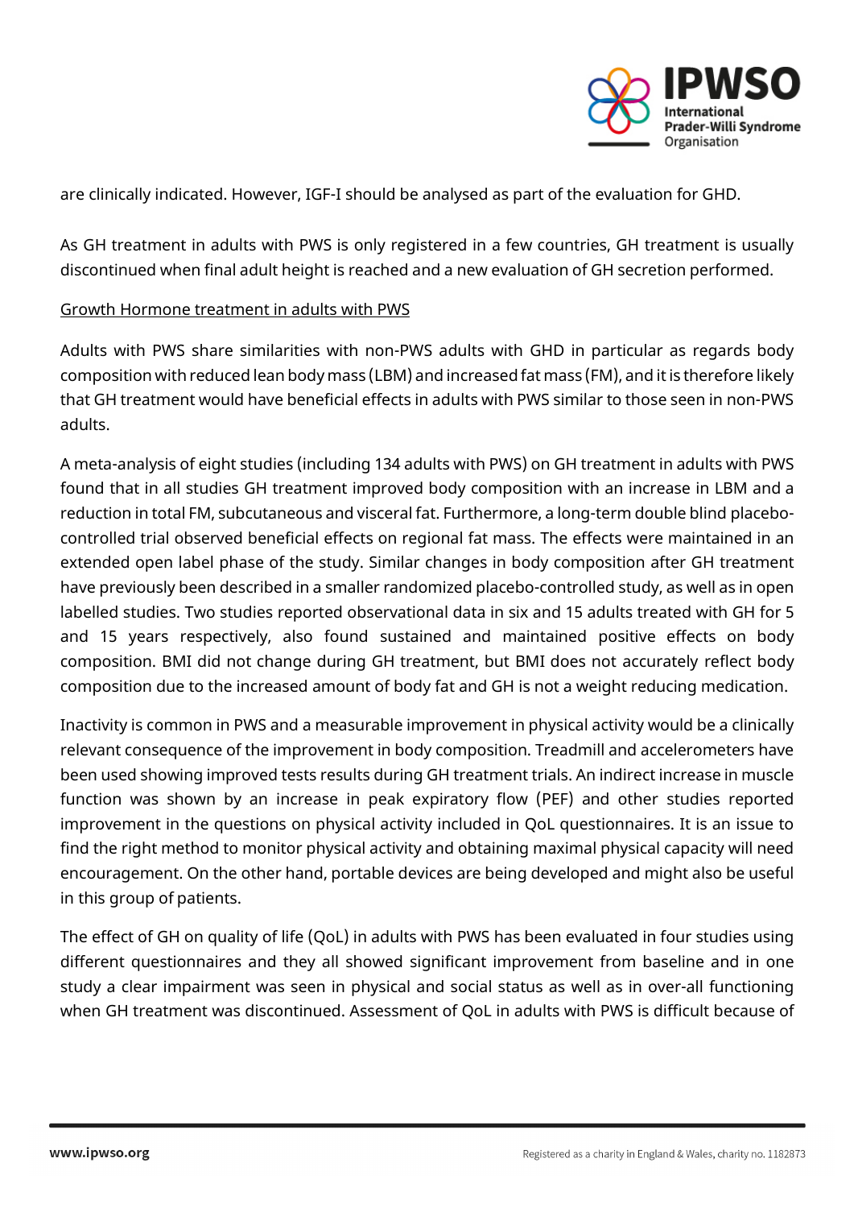are clinically indicated. However, IGF-I should be analysed as part of the evaluation for GHD.

As GH treatment in adults with PWS is only registered in a few countries, GH treatment is usually discontinued when final adult height is reached and a new evaluation of GH secretion performed.

<u>Growth Hormone treatment in adults with PWS</u>

Adults with PWS share similarities with non-PWS adults with GHD in particular as regards body composition with reduced lean body mass (LBM) and increased fat mass (FM), and it is therefore likely that GH treatment would have beneficial effects in adults with PWS similar to those seen in non-PWS adults.

A meta-analysis of eight studies (including 134 adults with PWS) on GH treatment in adults with PWS found that in all studies GH treatment improved body composition with an increase in LBM and a reduction in total FM, subcutaneous and visceral fat. Furthermore, a long-term double blind placebo-controlled trial observed beneficial effects on regional fat mass. The effects were maintained in an extended open label phase of the study. Similar changes in body composition after GH treatment have previously been described in a smaller randomized placebo-controlled study, as well as in open labelled studies. Two studies reported observational data in six and 15 adults treated with GH for 5 and 15 years respectively, also found sustained and maintained positive effects on body composition. BMI did not change during GH treatment, but BMI does not accurately reflect body composition due to the increased amount of body fat and GH is not a weight reducing medication.

Inactivity is common in PWS and a measurable improvement in physical activity would be a clinically relevant consequence of the improvement in body composition. Treadmill and accelerometers have been used showing improved tests results during GH treatment trials. An indirect increase in muscle function was shown by an increase in peak expiratory flow (PEF) and other studies reported improvement in the questions on physical activity included in QoL questionnaires. It is an issue to find the right method to monitor physical activity and obtaining maximal physical capacity will need encouragement. On the other hand, portable devices are being developed and might also be useful in this group of patients.

The effect of GH on quality of life (QoL) in adults with PWS has been evaluated in four studies using different questionnaires and they all showed significant improvement from baseline and in one study a clear impairment was seen in physical and social status as well as in over-all functioning when GH treatment was discontinued. Assessment of QoL in adults with PWS is difficult because of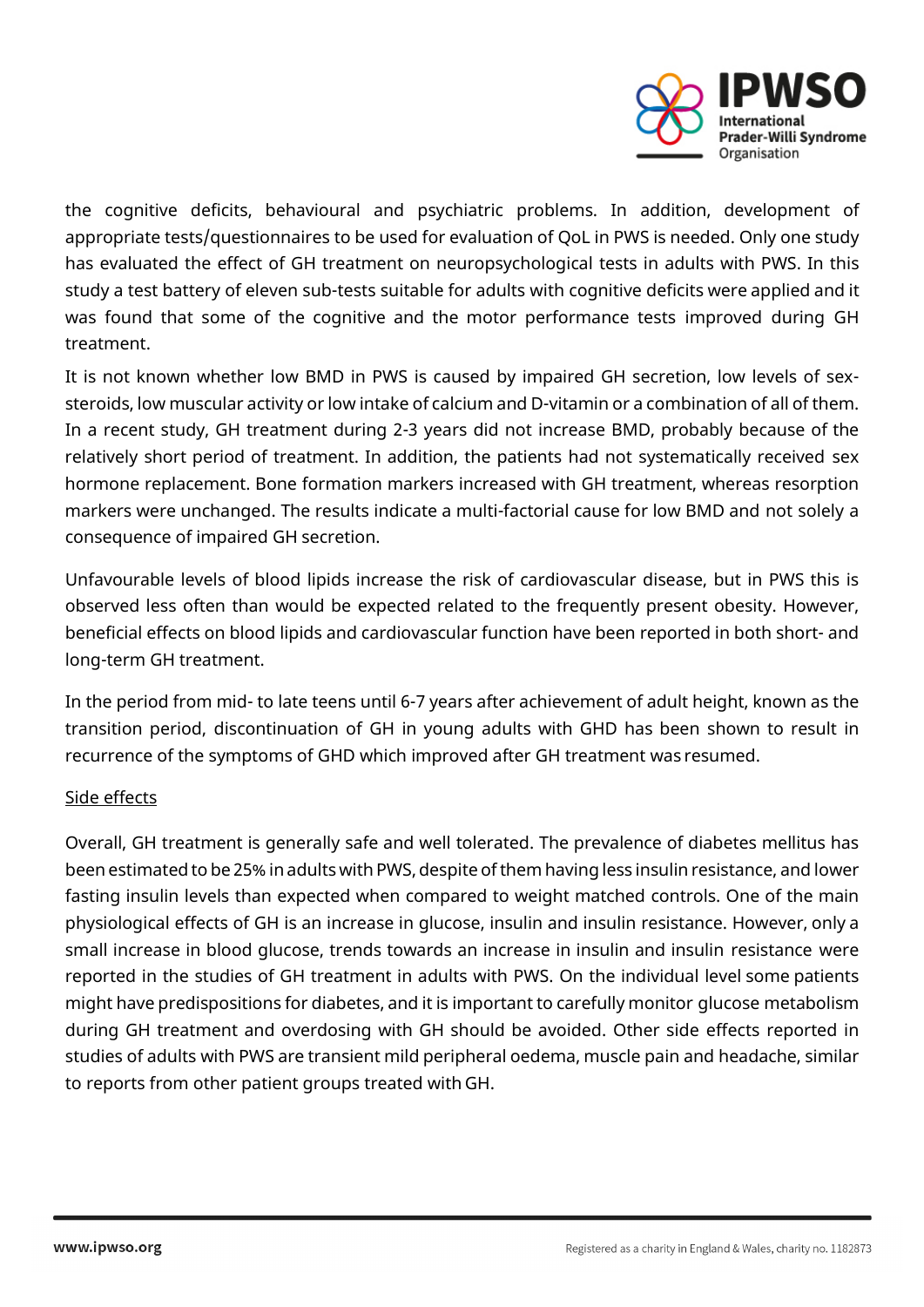the cognitive deficits, behavioural and psychiatric problems. In addition, development of appropriate tests/questionnaires to be used for evaluation of QoL in PWS is needed. Only one study has evaluated the effect of GH treatment on neuropsychological tests in adults with PWS. In this study a test battery of eleven sub-tests suitable for adults with cognitive deficits were applied and it was found that some of the cognitive and the motor performance tests improved during GH treatment.

It is not known whether low BMD in PWS is caused by impaired GH secretion, low levels of sex-steroids, low muscular activity or low intake of calcium and D-vitamin or a combination of all of them. In a recent study, GH treatment during 2-3 years did not increase BMD, probably because of the relatively short period of treatment. In addition, the patients had not systematically received sex hormone replacement. Bone formation markers increased with GH treatment, whereas resorption markers were unchanged. The results indicate a multi-factorial cause for low BMD and not solely a consequence of impaired GH secretion.

Unfavourable levels of blood lipids increase the risk of cardiovascular disease, but in PWS this is observed less often than would be expected related to the frequently present obesity. However, beneficial effects on blood lipids and cardiovascular function have been reported in both short- and long-term GH treatment.

In the period from mid- to late teens until 6-7 years after achievement of adult height, known as the transition period, discontinuation of GH in young adults with GHD has been shown to result in recurrence of the symptoms of GHD which improved after GH treatment was resumed.

## Side effects

Overall, GH treatment is generally safe and well tolerated. The prevalence of diabetes mellitus has been estimated to be 25% in adults with PWS, despite of them having less insulin resistance, and lower fasting insulin levels than expected when compared to weight matched controls. One of the main physiological effects of GH is an increase in glucose, insulin and insulin resistance. However, only a small increase in blood glucose, trends towards an increase in insulin and insulin resistance were reported in the studies of GH treatment in adults with PWS. On the individual level some patients might have predispositions for diabetes, and it is important to carefully monitor glucose metabolism during GH treatment and overdosing with GH should be avoided. Other side effects reported in studies of adults with PWS are transient mild peripheral oedema, muscle pain and headache, similar to reports from other patient groups treated with GH.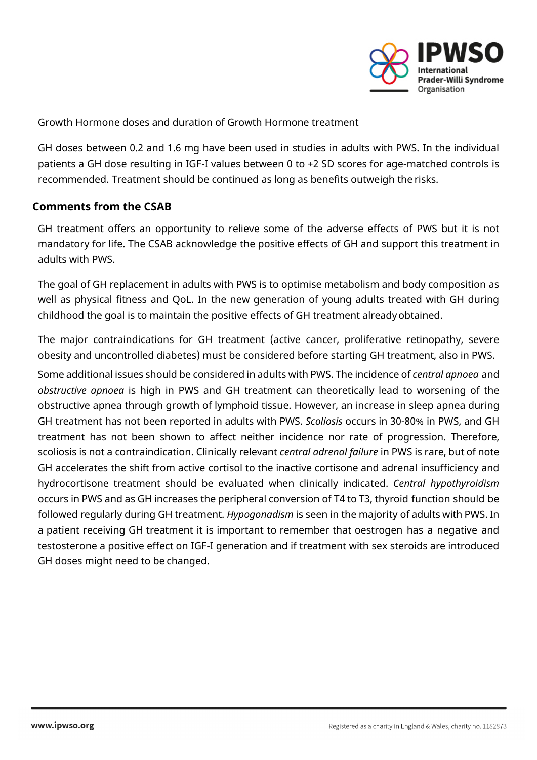<u>Growth Hormone doses and duration of Growth Hormone treatment</u>

GH doses between 0.2 and 1.6 mg have been used in studies in adults with PWS. In the individual patients a GH dose resulting in IGF-I values between 0 to +2 SD scores for age-matched controls is recommended. Treatment should be continued as long as benefits outweigh the risks.

## Comments from the CSAB

GH treatment offers an opportunity to relieve some of the adverse effects of PWS but it is not mandatory for life. The CSAB acknowledge the positive effects of GH and support this treatment in adults with PWS.

The goal of GH replacement in adults with PWS is to optimise metabolism and body composition as well as physical fitness and QoL. In the new generation of young adults treated with GH during childhood the goal is to maintain the positive effects of GH treatment already obtained.

The major contraindications for GH treatment (active cancer, proliferative retinopathy, severe obesity and uncontrolled diabetes) must be considered before starting GH treatment, also in PWS.

Some additional issues should be considered in adults with PWS. The incidence of *central apnoea* and *obstructive apnoea* is high in PWS and GH treatment can theoretically lead to worsening of the obstructive apnea through growth of lymphoid tissue. However, an increase in sleep apnea during GH treatment has not been reported in adults with PWS. *Scoliosis* occurs in 30-80% in PWS, and GH treatment has not been shown to affect neither incidence nor rate of progression. Therefore, scoliosis is not a contraindication. Clinically relevant *central adrenal failure* in PWS is rare, but of note GH accelerates the shift from active cortisol to the inactive cortisone and adrenal insufficiency and hydrocortisone treatment should be evaluated when clinically indicated. *Central hypothyroidism* occurs in PWS and as GH increases the peripheral conversion of T4 to T3, thyroid function should be followed regularly during GH treatment. *Hypogonadism* is seen in the majority of adults with PWS. In a patient receiving GH treatment it is important to remember that oestrogen has a negative and testosterone a positive effect on IGF-I generation and if treatment with sex steroids are introduced GH doses might need to be changed.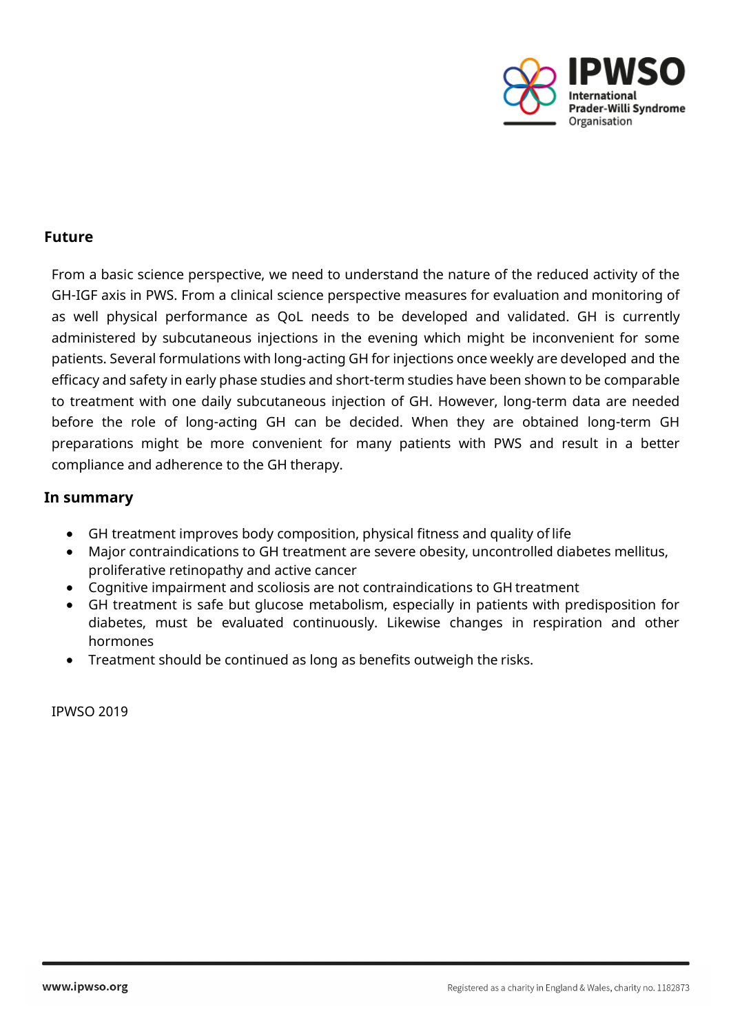## Future

From a basic science perspective, we need to understand the nature of the reduced activity of the GH-IGF axis in PWS. From a clinical science perspective measures for evaluation and monitoring of as well physical performance as QoL needs to be developed and validated. GH is currently administered by subcutaneous injections in the evening which might be inconvenient for some patients. Several formulations with long-acting GH for injections once weekly are developed and the efficacy and safety in early phase studies and short-term studies have been shown to be comparable to treatment with one daily subcutaneous injection of GH. However, long-term data are needed before the role of long-acting GH can be decided. When they are obtained long-term GH preparations might be more convenient for many patients with PWS and result in a better compliance and adherence to the GH therapy.

## In summary

- GH treatment improves body composition, physical fitness and quality of life
- Major contraindications to GH treatment are severe obesity, uncontrolled diabetes mellitus, proliferative retinopathy and active cancer
- Cognitive impairment and scoliosis are not contraindications to GH treatment
- GH treatment is safe but glucose metabolism, especially in patients with predisposition for diabetes, must be evaluated continuously. Likewise changes in respiration and other hormones
- Treatment should be continued as long as benefits outweigh the risks.

IPWSO 2019